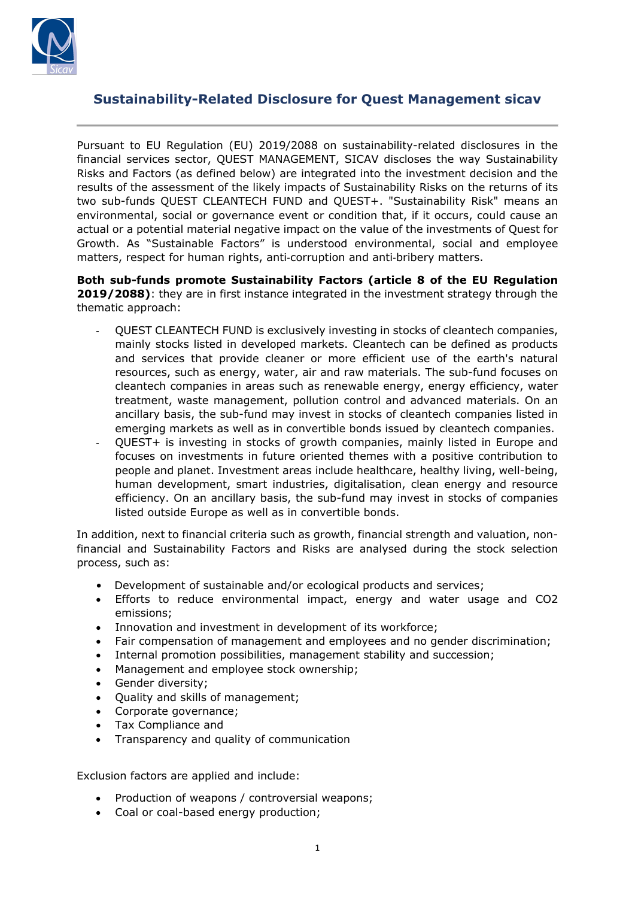## Sustainability-Related Disclosure for Quest Management sicav

Pursuant to EU Regulation (EU) 2019/2088 on sustainability-related disclosures in the financial services sector, QUEST MANAGEMENT, SICAV discloses the way Sustainability Risks and Factors (as defined below) are integrated into the investment decision and the results of the assessment of the likely impacts of Sustainability Risks on the returns of its two sub-funds QUEST CLEANTECH FUND and QUEST+. "Sustainability Risk" means an environmental, social or governance event or condition that, if it occurs, could cause an actual or a potential material negative impact on the value of the investments of Quest for Growth. As "Sustainable Factors" is understood environmental, social and employee matters, respect for human rights, anti-corruption and anti-bribery matters.

**Both sub-funds promote Sustainability Factors (article 8 of the EU Regulation 2019/2088)**: they are in first instance integrated in the investment strategy through the thematic approach:

- QUEST CLEANTECH FUND is exclusively investing in stocks of cleantech companies, mainly stocks listed in developed markets. Cleantech can be defined as products and services that provide cleaner or more efficient use of the earth's natural resources, such as energy, water, air and raw materials. The sub-fund focuses on cleantech companies in areas such as renewable energy, energy efficiency, water treatment, waste management, pollution control and advanced materials. On an ancillary basis, the sub-fund may invest in stocks of cleantech companies listed in emerging markets as well as in convertible bonds issued by cleantech companies.
- QUEST+ is investing in stocks of growth companies, mainly listed in Europe and focuses on investments in future oriented themes with a positive contribution to people and planet. Investment areas include healthcare, healthy living, well-being, human development, smart industries, digitalisation, clean energy and resource efficiency. On an ancillary basis, the sub-fund may invest in stocks of companies listed outside Europe as well as in convertible bonds.

In addition, next to financial criteria such as growth, financial strength and valuation, non-financial and Sustainability Factors and Risks are analysed during the stock selection process, such as:

- Development of sustainable and/or ecological products and services;
- Efforts to reduce environmental impact, energy and water usage and $CO_2$ emissions;
- Innovation and investment in development of its workforce;
- Fair compensation of management and employees and no gender discrimination;
- Internal promotion possibilities, management stability and succession;
- Management and employee stock ownership;
- Gender diversity;
- Quality and skills of management;
- Corporate governance;
- Tax Compliance and
- Transparency and quality of communication

Exclusion factors are applied and include:

- Production of weapons / controversial weapons;
- Coal or coal-based energy production;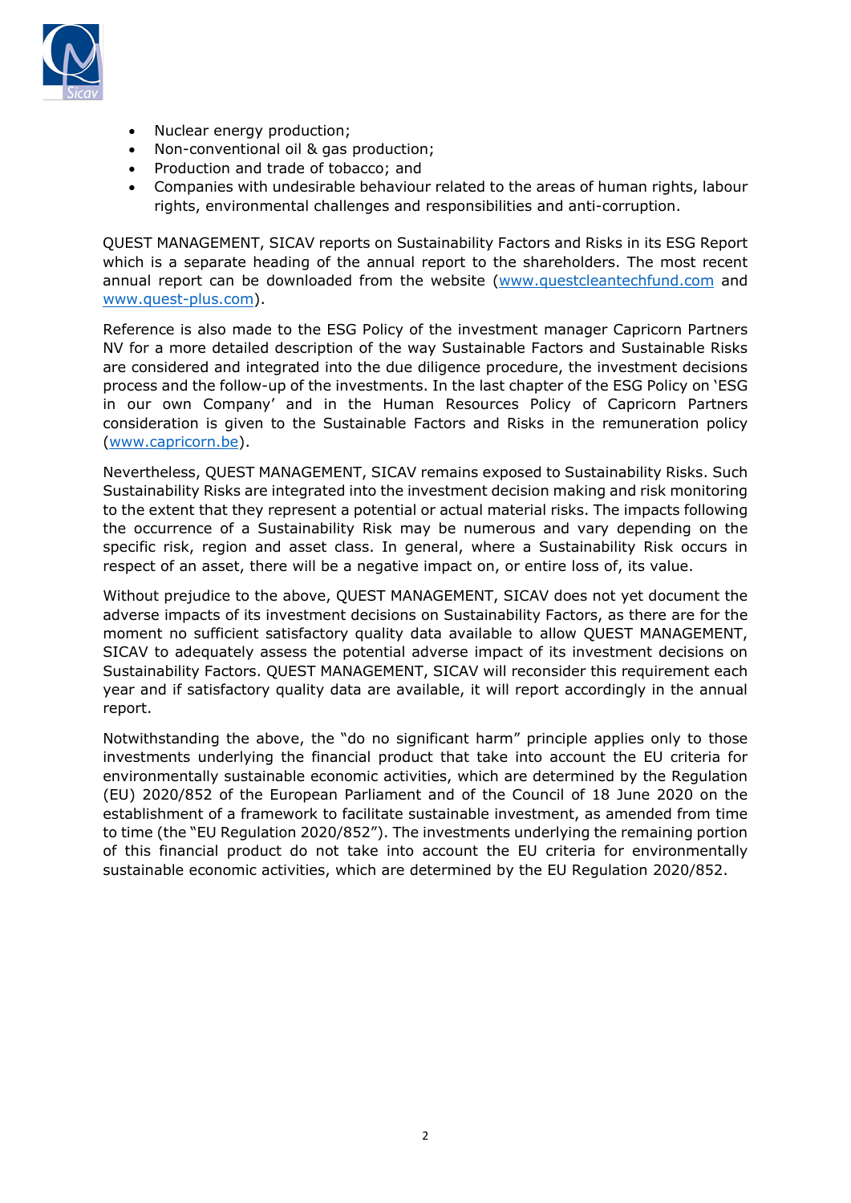- Nuclear energy production;
- Non-conventional oil & gas production;
- Production and trade of tobacco; and
- Companies with undesirable behaviour related to the areas of human rights, labour rights, environmental challenges and responsibilities and anti-corruption.

QUEST MANAGEMENT, SICAV reports on Sustainability Factors and Risks in its ESG Report which is a separate heading of the annual report to the shareholders. The most recent annual report can be downloaded from the website (www.questcleantechfund.com and www.quest-plus.com).

Reference is also made to the ESG Policy of the investment manager Capricorn Partners NV for a more detailed description of the way Sustainable Factors and Sustainable Risks are considered and integrated into the due diligence procedure, the investment decisions process and the follow-up of the investments. In the last chapter of the ESG Policy on 'ESG in our own Company' and in the Human Resources Policy of Capricorn Partners consideration is given to the Sustainable Factors and Risks in the remuneration policy (www.capricorn.be).

Nevertheless, QUEST MANAGEMENT, SICAV remains exposed to Sustainability Risks. Such Sustainability Risks are integrated into the investment decision making and risk monitoring to the extent that they represent a potential or actual material risks. The impacts following the occurrence of a Sustainability Risk may be numerous and vary depending on the specific risk, region and asset class. In general, where a Sustainability Risk occurs in respect of an asset, there will be a negative impact on, or entire loss of, its value.

Without prejudice to the above, QUEST MANAGEMENT, SICAV does not yet document the adverse impacts of its investment decisions on Sustainability Factors, as there are for the moment no sufficient satisfactory quality data available to allow QUEST MANAGEMENT, SICAV to adequately assess the potential adverse impact of its investment decisions on Sustainability Factors. QUEST MANAGEMENT, SICAV will reconsider this requirement each year and if satisfactory quality data are available, it will report accordingly in the annual report.

Notwithstanding the above, the "do no significant harm" principle applies only to those investments underlying the financial product that take into account the EU criteria for environmentally sustainable economic activities, which are determined by the Regulation (EU) 2020/852 of the European Parliament and of the Council of 18 June 2020 on the establishment of a framework to facilitate sustainable investment, as amended from time to time (the "EU Regulation 2020/852"). The investments underlying the remaining portion of this financial product do not take into account the EU criteria for environmentally sustainable economic activities, which are determined by the EU Regulation 2020/852.